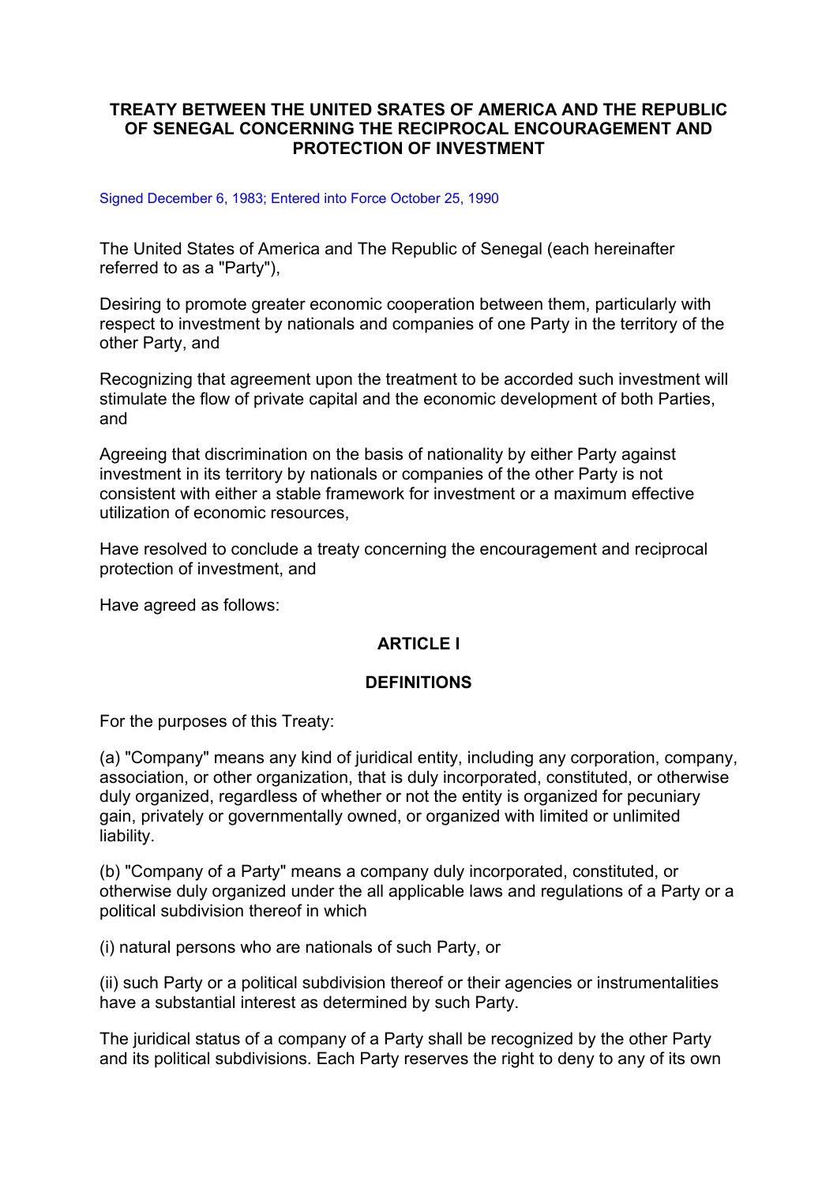# TREATY BETWEEN THE UNITED SRATES OF AMERICA AND THE REPUBLIC OF SENEGAL CONCERNING THE RECIPROCAL ENCOURAGEMENT AND PROTECTION OF INVESTMENT

Signed December 6, 1983; Entered into Force October 25, 1990

The United States of America and The Republic of Senegal (each hereinafter referred to as a "Party"),

Desiring to promote greater economic cooperation between them, particularly with respect to investment by nationals and companies of one Party in the territory of the other Party, and

Recognizing that agreement upon the treatment to be accorded such investment will stimulate the flow of private capital and the economic development of both Parties, and

Agreeing that discrimination on the basis of nationality by either Party against investment in its territory by nationals or companies of the other Party is not consistent with either a stable framework for investment or a maximum effective utilization of economic resources,

Have resolved to conclude a treaty concerning the encouragement and reciprocal protection of investment, and

Have agreed as follows:

## ARTICLE I

## DEFINITIONS

For the purposes of this Treaty:

(a) "Company" means any kind of juridical entity, including any corporation, company, association, or other organization, that is duly incorporated, constituted, or otherwise duly organized, regardless of whether or not the entity is organized for pecuniary gain, privately or governmentally owned, or organized with limited or unlimited liability.

(b) "Company of a Party" means a company duly incorporated, constituted, or otherwise duly organized under the all applicable laws and regulations of a Party or a political subdivision thereof in which

(i) natural persons who are nationals of such Party, or

(ii) such Party or a political subdivision thereof or their agencies or instrumentalities have a substantial interest as determined by such Party.

The juridical status of a company of a Party shall be recognized by the other Party and its political subdivisions. Each Party reserves the right to deny to any of its own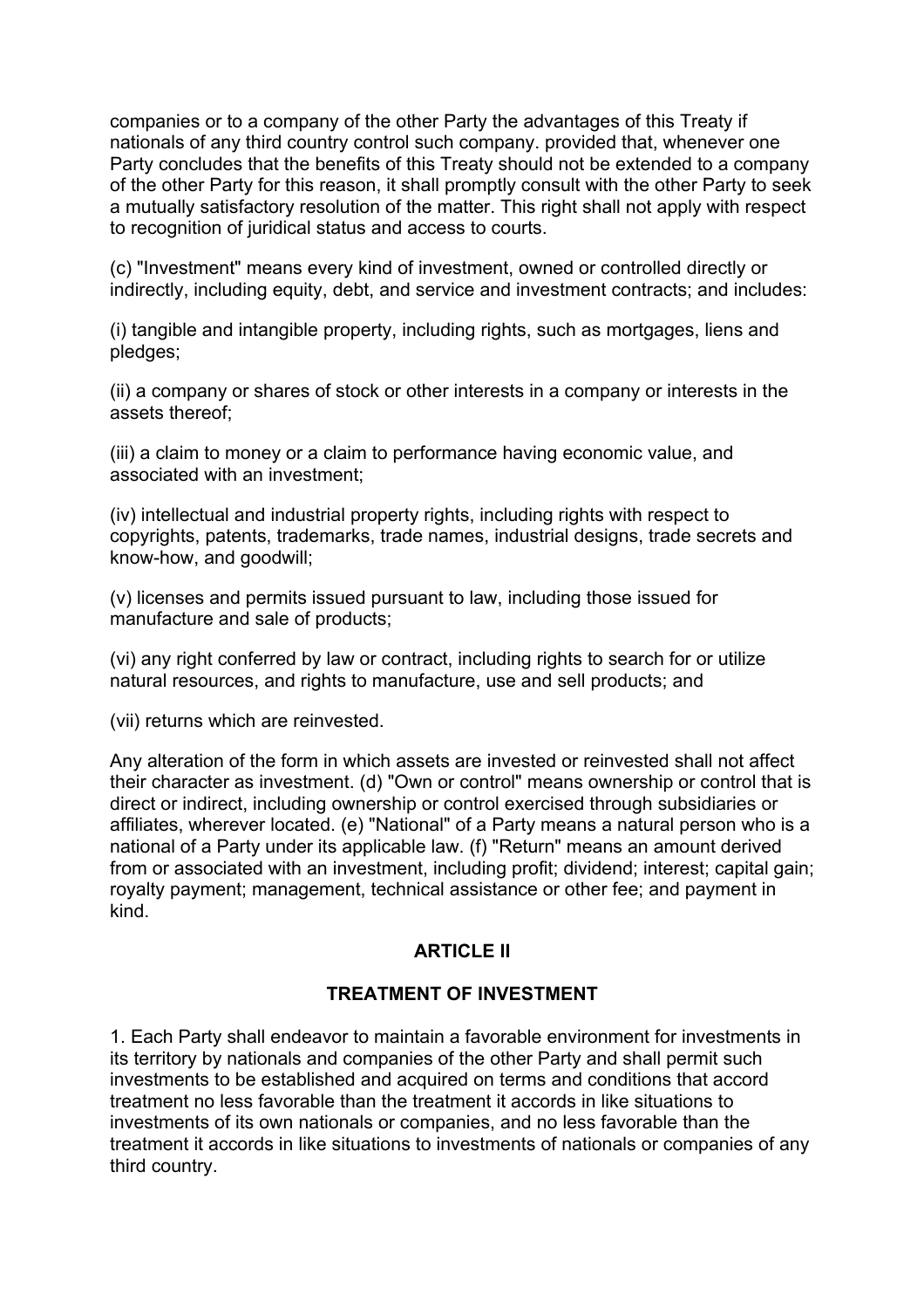companies or to a company of the other Party the advantages of this Treaty if nationals of any third country control such company. provided that, whenever one Party concludes that the benefits of this Treaty should not be extended to a company of the other Party for this reason, it shall promptly consult with the other Party to seek a mutually satisfactory resolution of the matter. This right shall not apply with respect to recognition of juridical status and access to courts.

(c) "Investment" means every kind of investment, owned or controlled directly or indirectly, including equity, debt, and service and investment contracts; and includes:

(i) tangible and intangible property, including rights, such as mortgages, liens and pledges;

(ii) a company or shares of stock or other interests in a company or interests in the assets thereof;

(iii) a claim to money or a claim to performance having economic value, and associated with an investment;

(iv) intellectual and industrial property rights, including rights with respect to copyrights, patents, trademarks, trade names, industrial designs, trade secrets and know-how, and goodwill;

(v) licenses and permits issued pursuant to law, including those issued for manufacture and sale of products;

(vi) any right conferred by law or contract, including rights to search for or utilize natural resources, and rights to manufacture, use and sell products; and

(vii) returns which are reinvested.

Any alteration of the form in which assets are invested or reinvested shall not affect their character as investment. (d) "Own or control" means ownership or control that is direct or indirect, including ownership or control exercised through subsidiaries or affiliates, wherever located. (e) "National" of a Party means a natural person who is a national of a Party under its applicable law. (f) "Return" means an amount derived from or associated with an investment, including profit; dividend; interest; capital gain; royalty payment; management, technical assistance or other fee; and payment in kind.

## ARTICLE II

## TREATMENT OF INVESTMENT

1. Each Party shall endeavor to maintain a favorable environment for investments in its territory by nationals and companies of the other Party and shall permit such investments to be established and acquired on terms and conditions that accord treatment no less favorable than the treatment it accords in like situations to investments of its own nationals or companies, and no less favorable than the treatment it accords in like situations to investments of nationals or companies of any third country.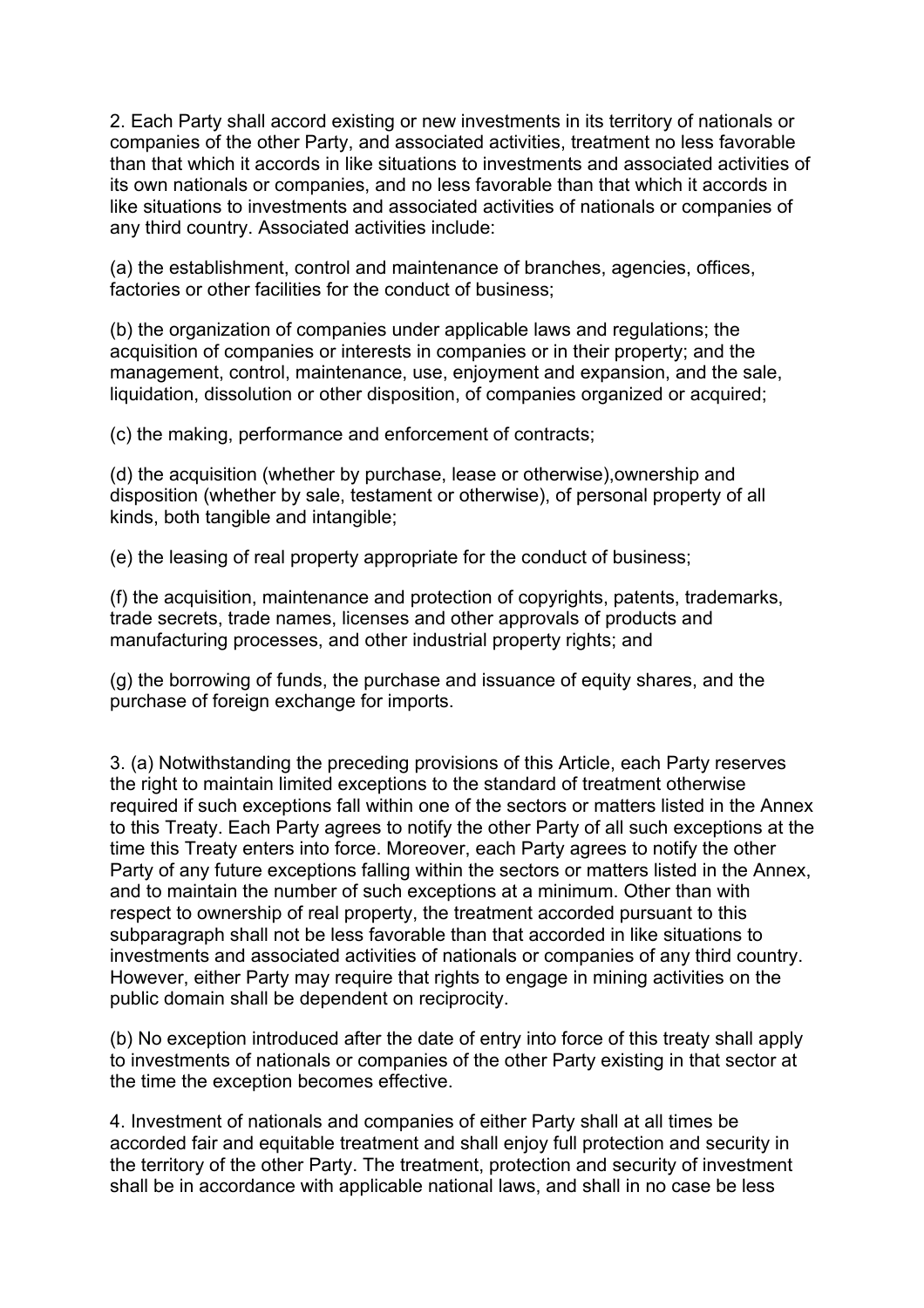2. Each Party shall accord existing or new investments in its territory of nationals or companies of the other Party, and associated activities, treatment no less favorable than that which it accords in like situations to investments and associated activities of its own nationals or companies, and no less favorable than that which it accords in like situations to investments and associated activities of nationals or companies of any third country. Associated activities include:

(a) the establishment, control and maintenance of branches, agencies, offices, factories or other facilities for the conduct of business;

(b) the organization of companies under applicable laws and regulations; the acquisition of companies or interests in companies or in their property; and the management, control, maintenance, use, enjoyment and expansion, and the sale, liquidation, dissolution or other disposition, of companies organized or acquired;

(c) the making, performance and enforcement of contracts;

(d) the acquisition (whether by purchase, lease or otherwise),ownership and disposition (whether by sale, testament or otherwise), of personal property of all kinds, both tangible and intangible;

(e) the leasing of real property appropriate for the conduct of business;

(f) the acquisition, maintenance and protection of copyrights, patents, trademarks, trade secrets, trade names, licenses and other approvals of products and manufacturing processes, and other industrial property rights; and

(g) the borrowing of funds, the purchase and issuance of equity shares, and the purchase of foreign exchange for imports.

3. (a) Notwithstanding the preceding provisions of this Article, each Party reserves the right to maintain limited exceptions to the standard of treatment otherwise required if such exceptions fall within one of the sectors or matters listed in the Annex to this Treaty. Each Party agrees to notify the other Party of all such exceptions at the time this Treaty enters into force. Moreover, each Party agrees to notify the other Party of any future exceptions falling within the sectors or matters listed in the Annex, and to maintain the number of such exceptions at a minimum. Other than with respect to ownership of real property, the treatment accorded pursuant to this subparagraph shall not be less favorable than that accorded in like situations to investments and associated activities of nationals or companies of any third country. However, either Party may require that rights to engage in mining activities on the public domain shall be dependent on reciprocity.

(b) No exception introduced after the date of entry into force of this treaty shall apply to investments of nationals or companies of the other Party existing in that sector at the time the exception becomes effective.

4. Investment of nationals and companies of either Party shall at all times be accorded fair and equitable treatment and shall enjoy full protection and security in the territory of the other Party. The treatment, protection and security of investment shall be in accordance with applicable national laws, and shall in no case be less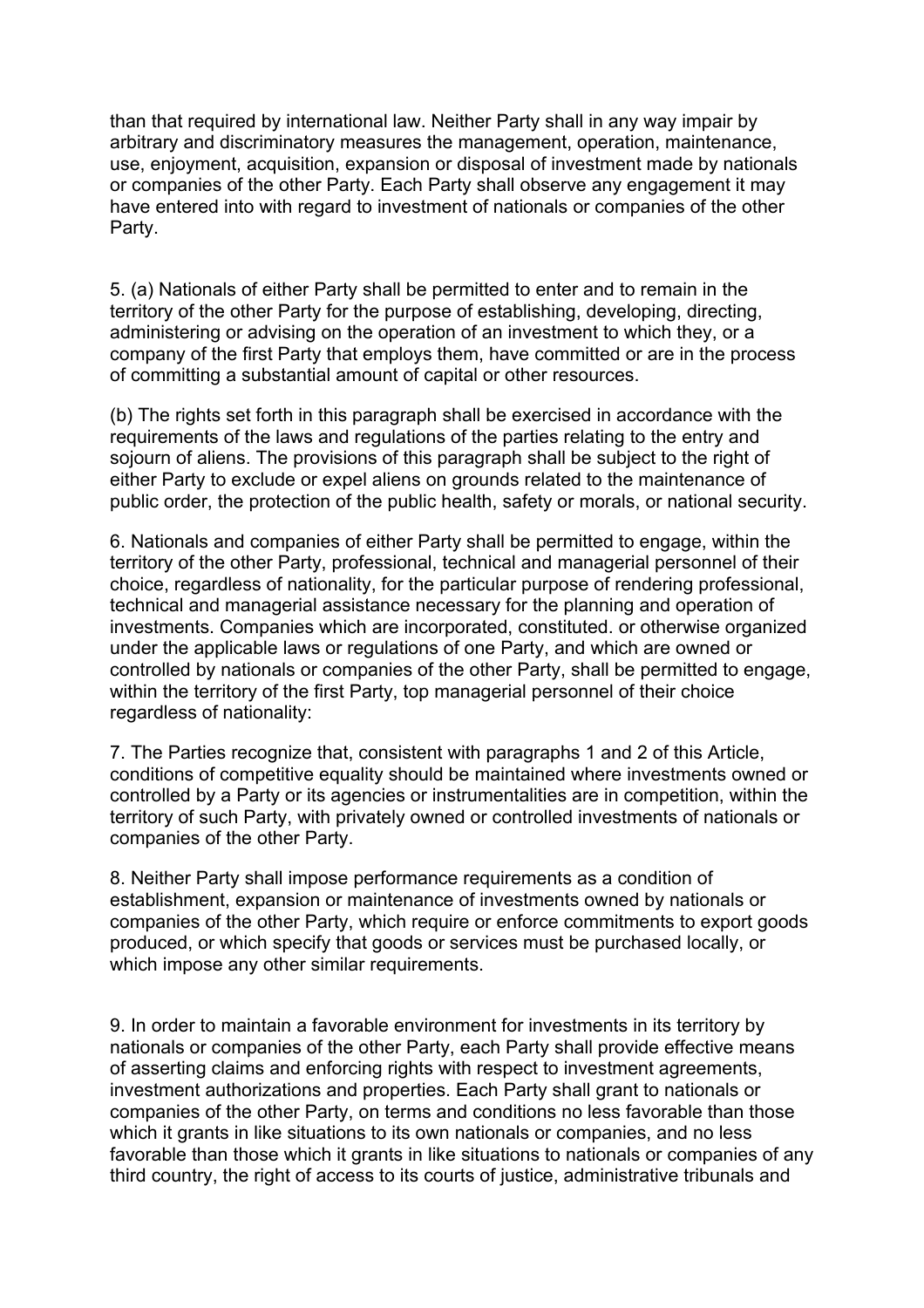than that required by international law. Neither Party shall in any way impair by arbitrary and discriminatory measures the management, operation, maintenance, use, enjoyment, acquisition, expansion or disposal of investment made by nationals or companies of the other Party. Each Party shall observe any engagement it may have entered into with regard to investment of nationals or companies of the other Party.

5. (a) Nationals of either Party shall be permitted to enter and to remain in the territory of the other Party for the purpose of establishing, developing, directing, administering or advising on the operation of an investment to which they, or a company of the first Party that employs them, have committed or are in the process of committing a substantial amount of capital or other resources.

(b) The rights set forth in this paragraph shall be exercised in accordance with the requirements of the laws and regulations of the parties relating to the entry and sojourn of aliens. The provisions of this paragraph shall be subject to the right of either Party to exclude or expel aliens on grounds related to the maintenance of public order, the protection of the public health, safety or morals, or national security.

6. Nationals and companies of either Party shall be permitted to engage, within the territory of the other Party, professional, technical and managerial personnel of their choice, regardless of nationality, for the particular purpose of rendering professional, technical and managerial assistance necessary for the planning and operation of investments. Companies which are incorporated, constituted. or otherwise organized under the applicable laws or regulations of one Party, and which are owned or controlled by nationals or companies of the other Party, shall be permitted to engage, within the territory of the first Party, top managerial personnel of their choice regardless of nationality:

7. The Parties recognize that, consistent with paragraphs 1 and 2 of this Article, conditions of competitive equality should be maintained where investments owned or controlled by a Party or its agencies or instrumentalities are in competition, within the territory of such Party, with privately owned or controlled investments of nationals or companies of the other Party.

8. Neither Party shall impose performance requirements as a condition of establishment, expansion or maintenance of investments owned by nationals or companies of the other Party, which require or enforce commitments to export goods produced, or which specify that goods or services must be purchased locally, or which impose any other similar requirements.

9. In order to maintain a favorable environment for investments in its territory by nationals or companies of the other Party, each Party shall provide effective means of asserting claims and enforcing rights with respect to investment agreements, investment authorizations and properties. Each Party shall grant to nationals or companies of the other Party, on terms and conditions no less favorable than those which it grants in like situations to its own nationals or companies, and no less favorable than those which it grants in like situations to nationals or companies of any third country, the right of access to its courts of justice, administrative tribunals and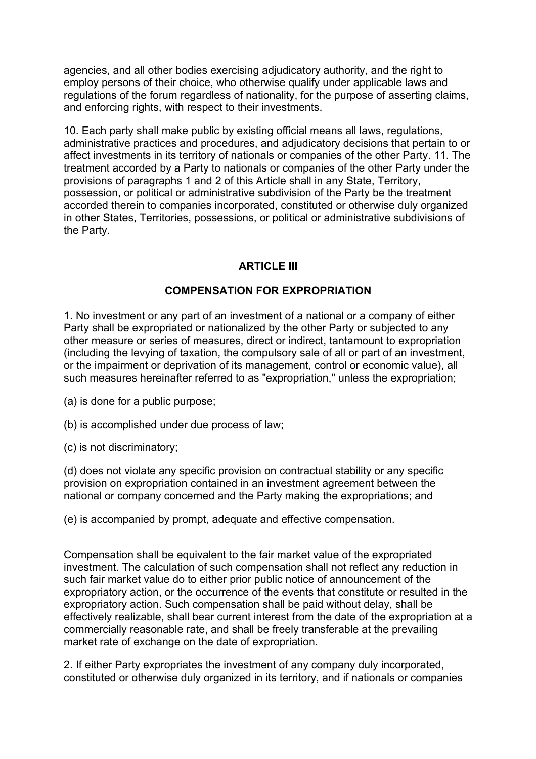agencies, and all other bodies exercising adjudicatory authority, and the right to employ persons of their choice, who otherwise qualify under applicable laws and regulations of the forum regardless of nationality, for the purpose of asserting claims, and enforcing rights, with respect to their investments.

10. Each party shall make public by existing official means all laws, regulations, administrative practices and procedures, and adjudicatory decisions that pertain to or affect investments in its territory of nationals or companies of the other Party. 11. The treatment accorded by a Party to nationals or companies of the other Party under the provisions of paragraphs 1 and 2 of this Article shall in any State, Territory, possession, or political or administrative subdivision of the Party be the treatment accorded therein to companies incorporated, constituted or otherwise duly organized in other States, Territories, possessions, or political or administrative subdivisions of the Party.

## ARTICLE III

## COMPENSATION FOR EXPROPRIATION

1. No investment or any part of an investment of a national or a company of either Party shall be expropriated or nationalized by the other Party or subjected to any other measure or series of measures, direct or indirect, tantamount to expropriation (including the levying of taxation, the compulsory sale of all or part of an investment, or the impairment or deprivation of its management, control or economic value), all such measures hereinafter referred to as "expropriation," unless the expropriation;

(a) is done for a public purpose;

(b) is accomplished under due process of law;

(c) is not discriminatory;

(d) does not violate any specific provision on contractual stability or any specific provision on expropriation contained in an investment agreement between the national or company concerned and the Party making the expropriations; and

(e) is accompanied by prompt, adequate and effective compensation.

Compensation shall be equivalent to the fair market value of the expropriated investment. The calculation of such compensation shall not reflect any reduction in such fair market value do to either prior public notice of announcement of the expropriatory action, or the occurrence of the events that constitute or resulted in the expropriatory action. Such compensation shall be paid without delay, shall be effectively realizable, shall bear current interest from the date of the expropriation at a commercially reasonable rate, and shall be freely transferable at the prevailing market rate of exchange on the date of expropriation.

2. If either Party expropriates the investment of any company duly incorporated, constituted or otherwise duly organized in its territory, and if nationals or companies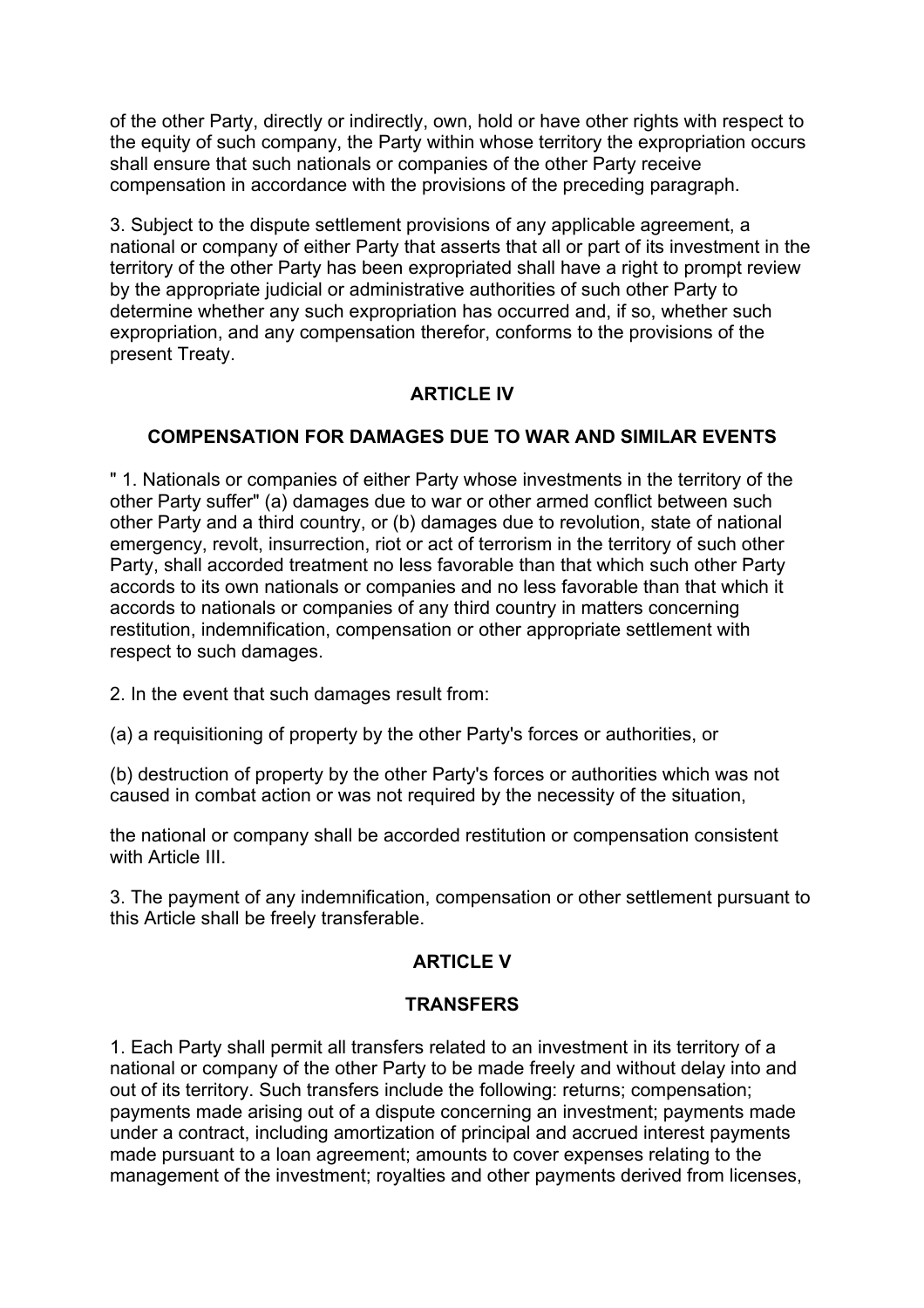of the other Party, directly or indirectly, own, hold or have other rights with respect to the equity of such company, the Party within whose territory the expropriation occurs shall ensure that such nationals or companies of the other Party receive compensation in accordance with the provisions of the preceding paragraph.

3. Subject to the dispute settlement provisions of any applicable agreement, a national or company of either Party that asserts that all or part of its investment in the territory of the other Party has been expropriated shall have a right to prompt review by the appropriate judicial or administrative authorities of such other Party to determine whether any such expropriation has occurred and, if so, whether such expropriation, and any compensation therefor, conforms to the provisions of the present Treaty.

## ARTICLE IV

## COMPENSATION FOR DAMAGES DUE TO WAR AND SIMILAR EVENTS

" 1. Nationals or companies of either Party whose investments in the territory of the other Party suffer" (a) damages due to war or other armed conflict between such other Party and a third country, or (b) damages due to revolution, state of national emergency, revolt, insurrection, riot or act of terrorism in the territory of such other Party, shall accorded treatment no less favorable than that which such other Party accords to its own nationals or companies and no less favorable than that which it accords to nationals or companies of any third country in matters concerning restitution, indemnification, compensation or other appropriate settlement with respect to such damages.

2. In the event that such damages result from:

(a) a requisitioning of property by the other Party's forces or authorities, or

(b) destruction of property by the other Party's forces or authorities which was not caused in combat action or was not required by the necessity of the situation,

the national or company shall be accorded restitution or compensation consistent with Article III.

3. The payment of any indemnification, compensation or other settlement pursuant to this Article shall be freely transferable.

## ARTICLE V

## TRANSFERS

1. Each Party shall permit all transfers related to an investment in its territory of a national or company of the other Party to be made freely and without delay into and out of its territory. Such transfers include the following: returns; compensation; payments made arising out of a dispute concerning an investment; payments made under a contract, including amortization of principal and accrued interest payments made pursuant to a loan agreement; amounts to cover expenses relating to the management of the investment; royalties and other payments derived from licenses,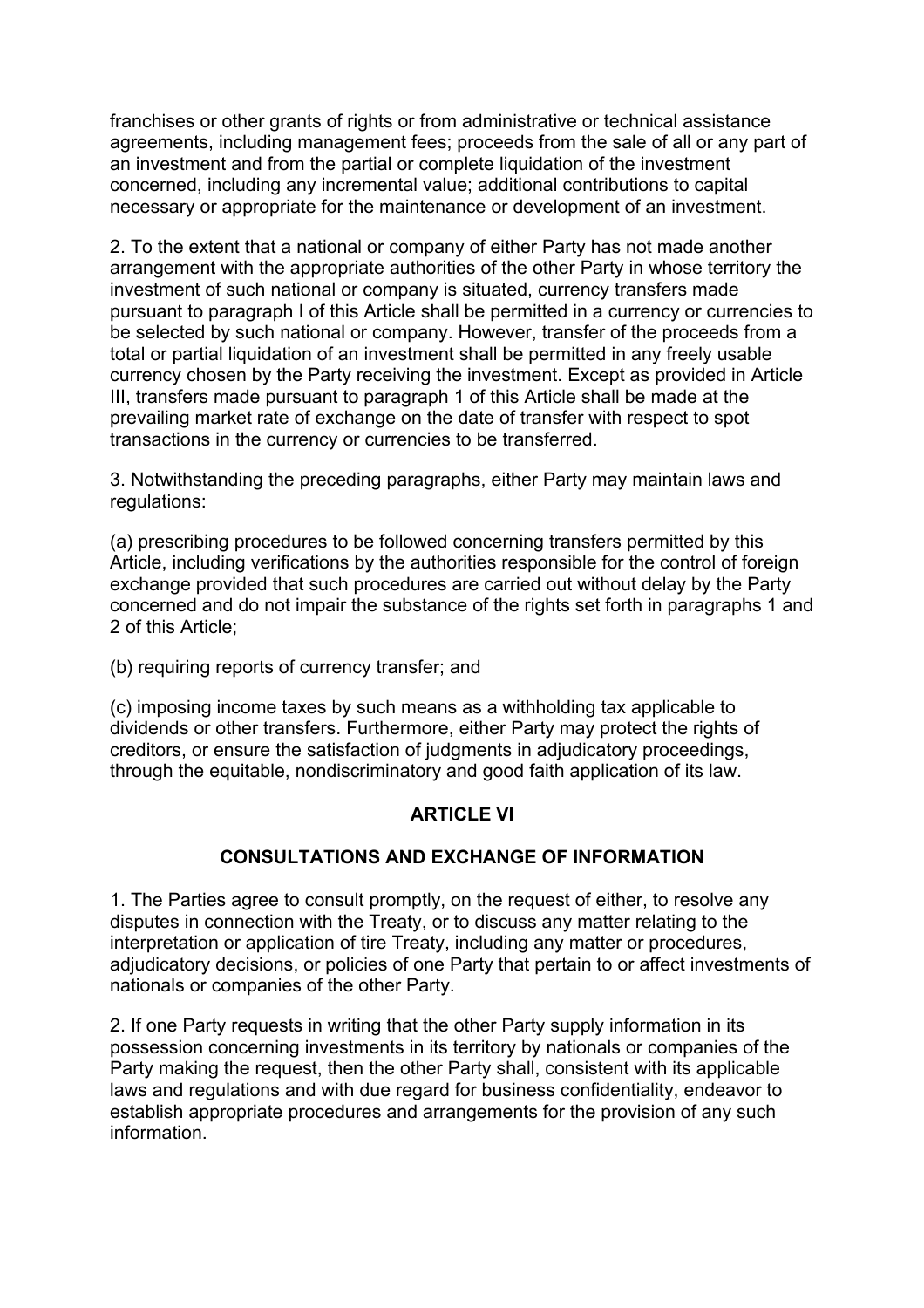franchises or other grants of rights or from administrative or technical assistance agreements, including management fees; proceeds from the sale of all or any part of an investment and from the partial or complete liquidation of the investment concerned, including any incremental value; additional contributions to capital necessary or appropriate for the maintenance or development of an investment.

2. To the extent that a national or company of either Party has not made another arrangement with the appropriate authorities of the other Party in whose territory the investment of such national or company is situated, currency transfers made pursuant to paragraph I of this Article shall be permitted in a currency or currencies to be selected by such national or company. However, transfer of the proceeds from a total or partial liquidation of an investment shall be permitted in any freely usable currency chosen by the Party receiving the investment. Except as provided in Article III, transfers made pursuant to paragraph 1 of this Article shall be made at the prevailing market rate of exchange on the date of transfer with respect to spot transactions in the currency or currencies to be transferred.

3. Notwithstanding the preceding paragraphs, either Party may maintain laws and regulations:

(a) prescribing procedures to be followed concerning transfers permitted by this Article, including verifications by the authorities responsible for the control of foreign exchange provided that such procedures are carried out without delay by the Party concerned and do not impair the substance of the rights set forth in paragraphs 1 and 2 of this Article;

(b) requiring reports of currency transfer; and

(c) imposing income taxes by such means as a withholding tax applicable to dividends or other transfers. Furthermore, either Party may protect the rights of creditors, or ensure the satisfaction of judgments in adjudicatory proceedings, through the equitable, nondiscriminatory and good faith application of its law.

## ARTICLE VI

## CONSULTATIONS AND EXCHANGE OF INFORMATION

1. The Parties agree to consult promptly, on the request of either, to resolve any disputes in connection with the Treaty, or to discuss any matter relating to the interpretation or application of tire Treaty, including any matter or procedures, adjudicatory decisions, or policies of one Party that pertain to or affect investments of nationals or companies of the other Party.

2. If one Party requests in writing that the other Party supply information in its possession concerning investments in its territory by nationals or companies of the Party making the request, then the other Party shall, consistent with its applicable laws and regulations and with due regard for business confidentiality, endeavor to establish appropriate procedures and arrangements for the provision of any such information.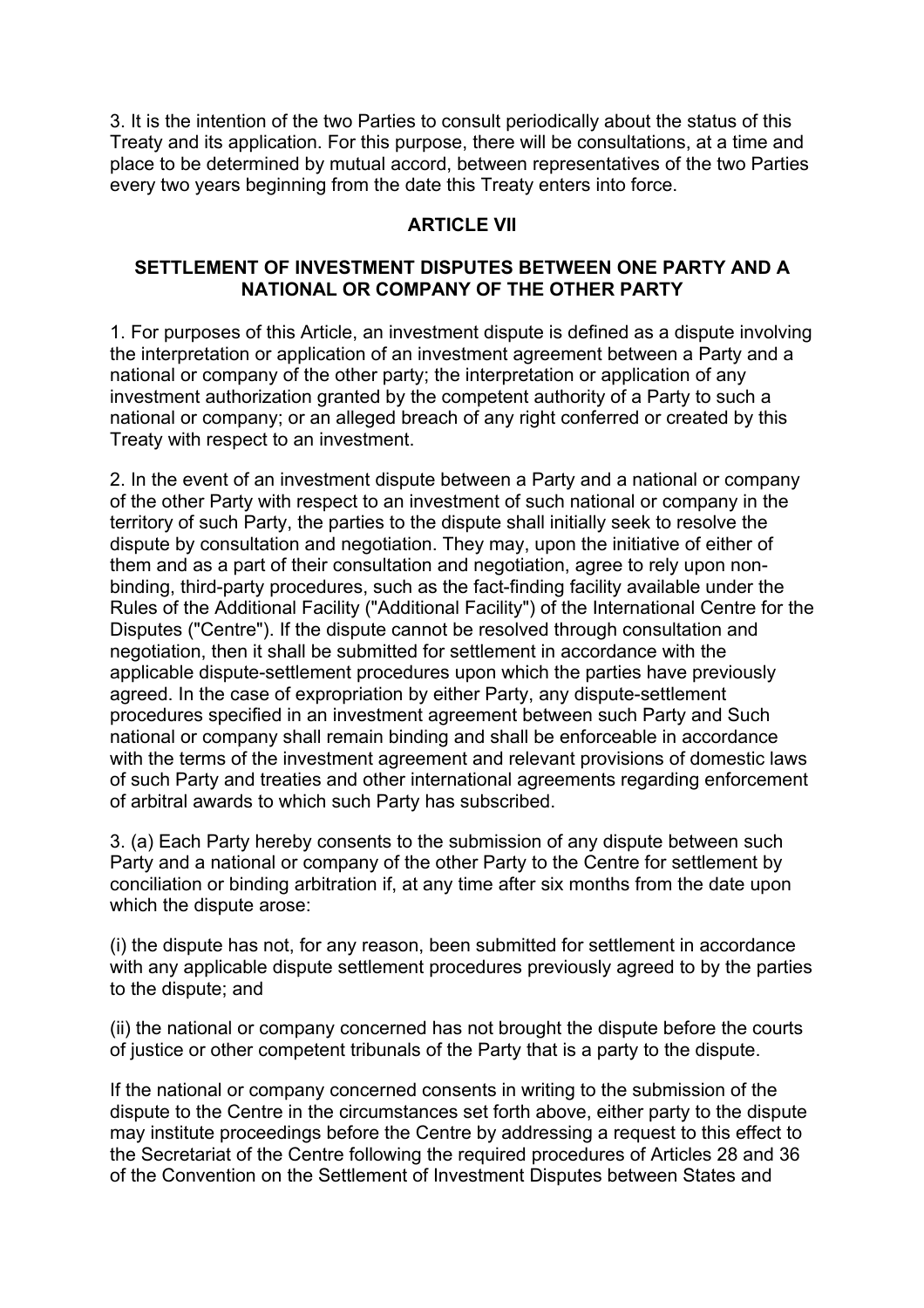3. It is the intention of the two Parties to consult periodically about the status of this Treaty and its application. For this purpose, there will be consultations, at a time and place to be determined by mutual accord, between representatives of the two Parties every two years beginning from the date this Treaty enters into force.

## ARTICLE VII

## SETTLEMENT OF INVESTMENT DISPUTES BETWEEN ONE PARTY AND A NATIONAL OR COMPANY OF THE OTHER PARTY

1. For purposes of this Article, an investment dispute is defined as a dispute involving the interpretation or application of an investment agreement between a Party and a national or company of the other party; the interpretation or application of any investment authorization granted by the competent authority of a Party to such a national or company; or an alleged breach of any right conferred or created by this Treaty with respect to an investment.

2. In the event of an investment dispute between a Party and a national or company of the other Party with respect to an investment of such national or company in the territory of such Party, the parties to the dispute shall initially seek to resolve the dispute by consultation and negotiation. They may, upon the initiative of either of them and as a part of their consultation and negotiation, agree to rely upon non-binding, third-party procedures, such as the fact-finding facility available under the Rules of the Additional Facility ("Additional Facility") of the International Centre for the Disputes ("Centre"). If the dispute cannot be resolved through consultation and negotiation, then it shall be submitted for settlement in accordance with the applicable dispute-settlement procedures upon which the parties have previously agreed. In the case of expropriation by either Party, any dispute-settlement procedures specified in an investment agreement between such Party and Such national or company shall remain binding and shall be enforceable in accordance with the terms of the investment agreement and relevant provisions of domestic laws of such Party and treaties and other international agreements regarding enforcement of arbitral awards to which such Party has subscribed.

3. (a) Each Party hereby consents to the submission of any dispute between such Party and a national or company of the other Party to the Centre for settlement by conciliation or binding arbitration if, at any time after six months from the date upon which the dispute arose:

(i) the dispute has not, for any reason, been submitted for settlement in accordance with any applicable dispute settlement procedures previously agreed to by the parties to the dispute; and

(ii) the national or company concerned has not brought the dispute before the courts of justice or other competent tribunals of the Party that is a party to the dispute.

If the national or company concerned consents in writing to the submission of the dispute to the Centre in the circumstances set forth above, either party to the dispute may institute proceedings before the Centre by addressing a request to this effect to the Secretariat of the Centre following the required procedures of Articles 28 and 36 of the Convention on the Settlement of Investment Disputes between States and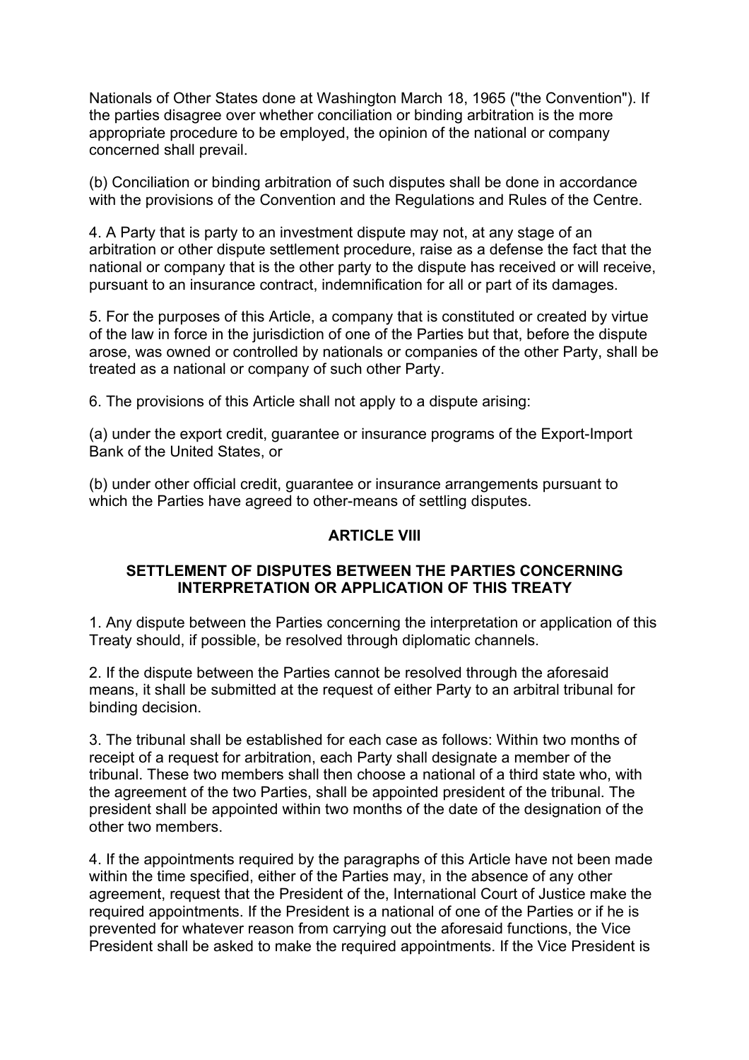Nationals of Other States done at Washington March 18, 1965 ("the Convention"). If the parties disagree over whether conciliation or binding arbitration is the more appropriate procedure to be employed, the opinion of the national or company concerned shall prevail.

(b) Conciliation or binding arbitration of such disputes shall be done in accordance with the provisions of the Convention and the Regulations and Rules of the Centre.

4. A Party that is party to an investment dispute may not, at any stage of an arbitration or other dispute settlement procedure, raise as a defense the fact that the national or company that is the other party to the dispute has received or will receive, pursuant to an insurance contract, indemnification for all or part of its damages.

5. For the purposes of this Article, a company that is constituted or created by virtue of the law in force in the jurisdiction of one of the Parties but that, before the dispute arose, was owned or controlled by nationals or companies of the other Party, shall be treated as a national or company of such other Party.

6. The provisions of this Article shall not apply to a dispute arising:

(a) under the export credit, guarantee or insurance programs of the Export-Import Bank of the United States, or

(b) under other official credit, guarantee or insurance arrangements pursuant to which the Parties have agreed to other-means of settling disputes.

## ARTICLE VIII

### SETTLEMENT OF DISPUTES BETWEEN THE PARTIES CONCERNING INTERPRETATION OR APPLICATION OF THIS TREATY

1. Any dispute between the Parties concerning the interpretation or application of this Treaty should, if possible, be resolved through diplomatic channels.

2. If the dispute between the Parties cannot be resolved through the aforesaid means, it shall be submitted at the request of either Party to an arbitral tribunal for binding decision.

3. The tribunal shall be established for each case as follows: Within two months of receipt of a request for arbitration, each Party shall designate a member of the tribunal. These two members shall then choose a national of a third state who, with the agreement of the two Parties, shall be appointed president of the tribunal. The president shall be appointed within two months of the date of the designation of the other two members.

4. If the appointments required by the paragraphs of this Article have not been made within the time specified, either of the Parties may, in the absence of any other agreement, request that the President of the, International Court of Justice make the required appointments. If the President is a national of one of the Parties or if he is prevented for whatever reason from carrying out the aforesaid functions, the Vice President shall be asked to make the required appointments. If the Vice President is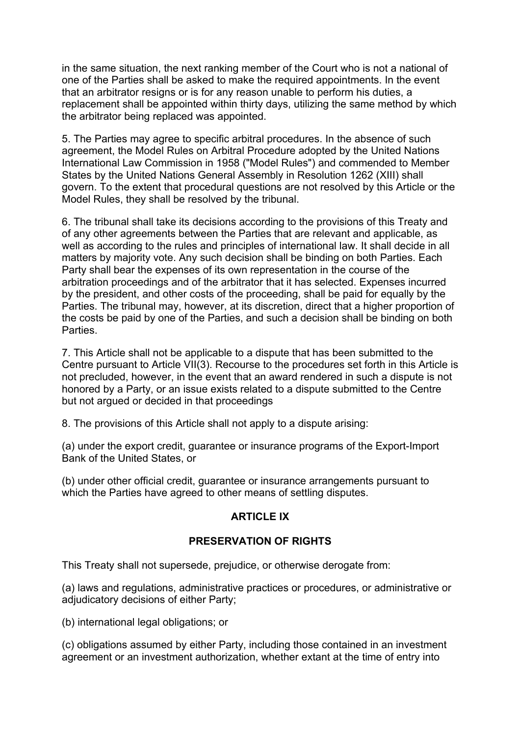in the same situation, the next ranking member of the Court who is not a national of one of the Parties shall be asked to make the required appointments. In the event that an arbitrator resigns or is for any reason unable to perform his duties, a replacement shall be appointed within thirty days, utilizing the same method by which the arbitrator being replaced was appointed.

5. The Parties may agree to specific arbitral procedures. In the absence of such agreement, the Model Rules on Arbitral Procedure adopted by the United Nations International Law Commission in 1958 ("Model Rules") and commended to Member States by the United Nations General Assembly in Resolution 1262 (XIII) shall govern. To the extent that procedural questions are not resolved by this Article or the Model Rules, they shall be resolved by the tribunal.

6. The tribunal shall take its decisions according to the provisions of this Treaty and of any other agreements between the Parties that are relevant and applicable, as well as according to the rules and principles of international law. It shall decide in all matters by majority vote. Any such decision shall be binding on both Parties. Each Party shall bear the expenses of its own representation in the course of the arbitration proceedings and of the arbitrator that it has selected. Expenses incurred by the president, and other costs of the proceeding, shall be paid for equally by the Parties. The tribunal may, however, at its discretion, direct that a higher proportion of the costs be paid by one of the Parties, and such a decision shall be binding on both Parties.

7. This Article shall not be applicable to a dispute that has been submitted to the Centre pursuant to Article VII(3). Recourse to the procedures set forth in this Article is not precluded, however, in the event that an award rendered in such a dispute is not honored by a Party, or an issue exists related to a dispute submitted to the Centre but not argued or decided in that proceedings

8. The provisions of this Article shall not apply to a dispute arising:

(a) under the export credit, guarantee or insurance programs of the Export-Import Bank of the United States, or

(b) under other official credit, guarantee or insurance arrangements pursuant to which the Parties have agreed to other means of settling disputes.

## ARTICLE IX

## PRESERVATION OF RIGHTS

This Treaty shall not supersede, prejudice, or otherwise derogate from:

(a) laws and regulations, administrative practices or procedures, or administrative or adjudicatory decisions of either Party;

(b) international legal obligations; or

(c) obligations assumed by either Party, including those contained in an investment agreement or an investment authorization, whether extant at the time of entry into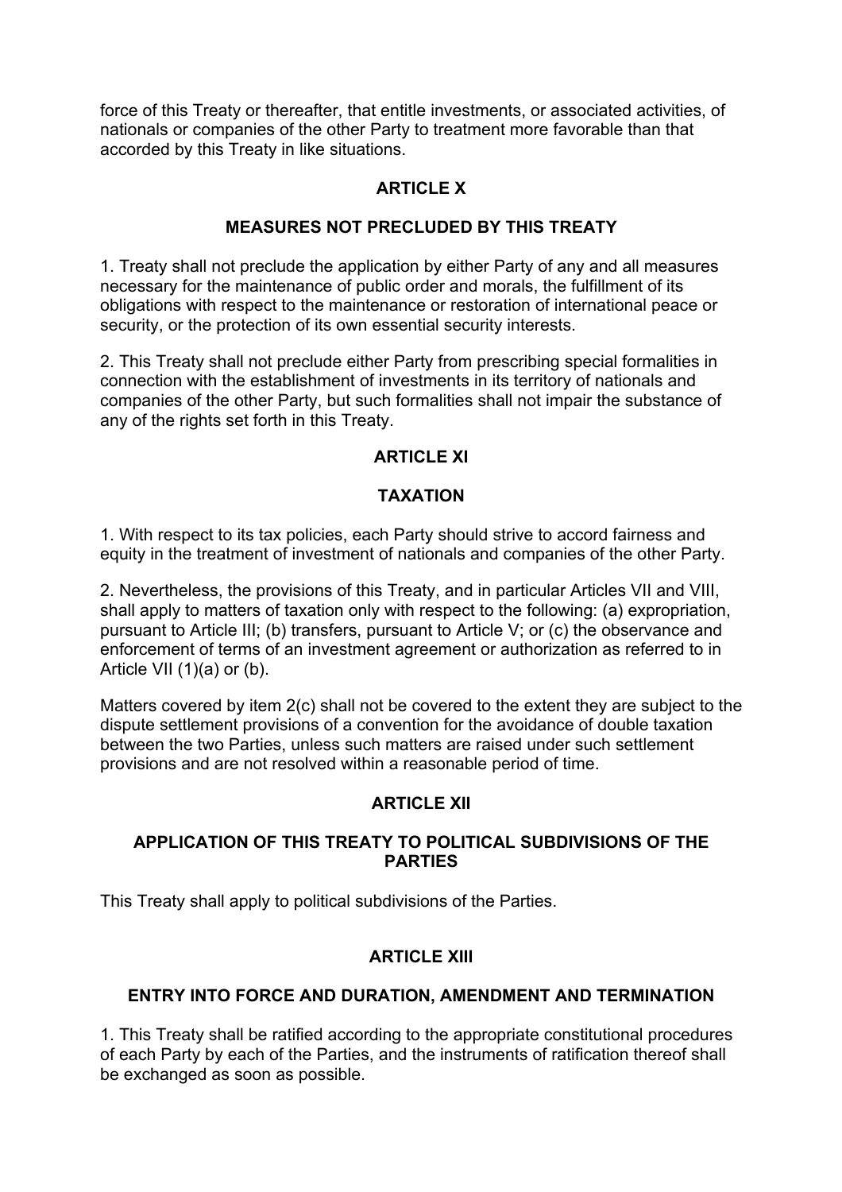force of this Treaty or thereafter, that entitle investments, or associated activities, of nationals or companies of the other Party to treatment more favorable than that accorded by this Treaty in like situations.

## ARTICLE X

## MEASURES NOT PRECLUDED BY THIS TREATY

1. Treaty shall not preclude the application by either Party of any and all measures necessary for the maintenance of public order and morals, the fulfillment of its obligations with respect to the maintenance or restoration of international peace or security, or the protection of its own essential security interests.

2. This Treaty shall not preclude either Party from prescribing special formalities in connection with the establishment of investments in its territory of nationals and companies of the other Party, but such formalities shall not impair the substance of any of the rights set forth in this Treaty.

## ARTICLE XI

## TAXATION

1. With respect to its tax policies, each Party should strive to accord fairness and equity in the treatment of investment of nationals and companies of the other Party.

2. Nevertheless, the provisions of this Treaty, and in particular Articles VII and VIII, shall apply to matters of taxation only with respect to the following: (a) expropriation, pursuant to Article III; (b) transfers, pursuant to Article V; or (c) the observance and enforcement of terms of an investment agreement or authorization as referred to in Article VII (1)(a) or (b).

Matters covered by item 2(c) shall not be covered to the extent they are subject to the dispute settlement provisions of a convention for the avoidance of double taxation between the two Parties, unless such matters are raised under such settlement provisions and are not resolved within a reasonable period of time.

## ARTICLE XII

## APPLICATION OF THIS TREATY TO POLITICAL SUBDIVISIONS OF THE PARTIES

This Treaty shall apply to political subdivisions of the Parties.

## ARTICLE XIII

## ENTRY INTO FORCE AND DURATION, AMENDMENT AND TERMINATION

1. This Treaty shall be ratified according to the appropriate constitutional procedures of each Party by each of the Parties, and the instruments of ratification thereof shall be exchanged as soon as possible.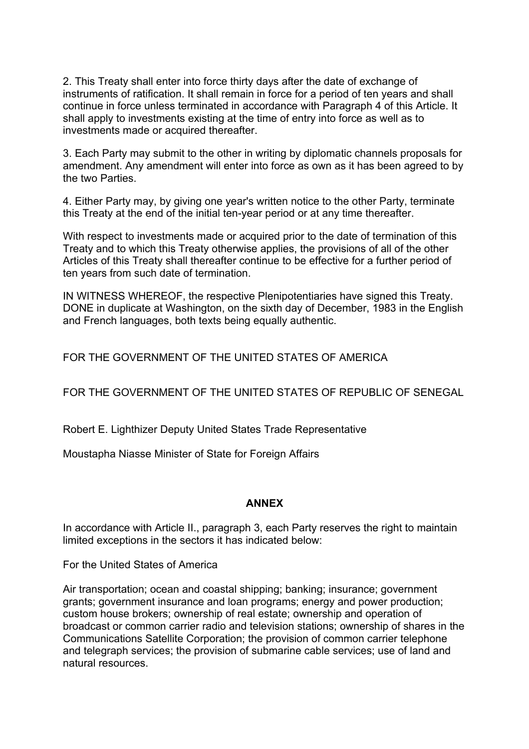2. This Treaty shall enter into force thirty days after the date of exchange of instruments of ratification. It shall remain in force for a period of ten years and shall continue in force unless terminated in accordance with Paragraph 4 of this Article. It shall apply to investments existing at the time of entry into force as well as to investments made or acquired thereafter.

3. Each Party may submit to the other in writing by diplomatic channels proposals for amendment. Any amendment will enter into force as own as it has been agreed to by the two Parties.

4. Either Party may, by giving one year's written notice to the other Party, terminate this Treaty at the end of the initial ten-year period or at any time thereafter.

With respect to investments made or acquired prior to the date of termination of this Treaty and to which this Treaty otherwise applies, the provisions of all of the other Articles of this Treaty shall thereafter continue to be effective for a further period of ten years from such date of termination.

IN WITNESS WHEREOF, the respective Plenipotentiaries have signed this Treaty. DONE in duplicate at Washington, on the sixth day of December, 1983 in the English and French languages, both texts being equally authentic.

FOR THE GOVERNMENT OF THE UNITED STATES OF AMERICA

FOR THE GOVERNMENT OF THE UNITED STATES OF REPUBLIC OF SENEGAL

Robert E. Lighthizer Deputy United States Trade Representative

Moustapha Niasse Minister of State for Foreign Affairs

## ANNEX

In accordance with Article II., paragraph 3, each Party reserves the right to maintain limited exceptions in the sectors it has indicated below:

For the United States of America

Air transportation; ocean and coastal shipping; banking; insurance; government grants; government insurance and loan programs; energy and power production; custom house brokers; ownership of real estate; ownership and operation of broadcast or common carrier radio and television stations; ownership of shares in the Communications Satellite Corporation; the provision of common carrier telephone and telegraph services; the provision of submarine cable services; use of land and natural resources.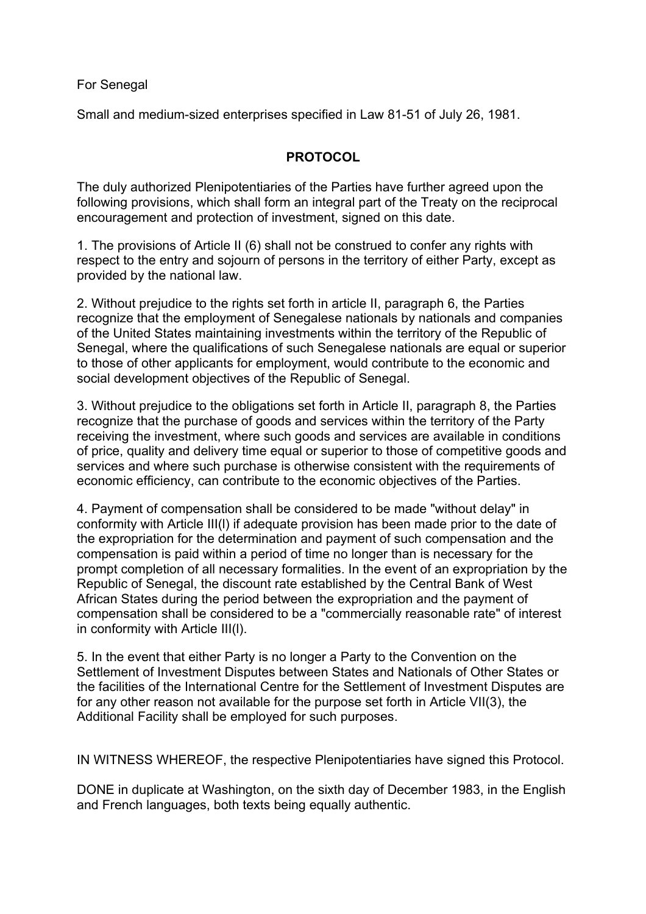For Senegal

Small and medium-sized enterprises specified in Law 81-51 of July 26, 1981.

**PROTOCOL**

The duly authorized Plenipotentiaries of the Parties have further agreed upon the following provisions, which shall form an integral part of the Treaty on the reciprocal encouragement and protection of investment, signed on this date.

1. The provisions of Article II (6) shall not be construed to confer any rights with respect to the entry and sojourn of persons in the territory of either Party, except as provided by the national law.

2. Without prejudice to the rights set forth in article II, paragraph 6, the Parties recognize that the employment of Senegalese nationals by nationals and companies of the United States maintaining investments within the territory of the Republic of Senegal, where the qualifications of such Senegalese nationals are equal or superior to those of other applicants for employment, would contribute to the economic and social development objectives of the Republic of Senegal.

3. Without prejudice to the obligations set forth in Article II, paragraph 8, the Parties recognize that the purchase of goods and services within the territory of the Party receiving the investment, where such goods and services are available in conditions of price, quality and delivery time equal or superior to those of competitive goods and services and where such purchase is otherwise consistent with the requirements of economic efficiency, can contribute to the economic objectives of the Parties.

4. Payment of compensation shall be considered to be made "without delay" in conformity with Article III(l) if adequate provision has been made prior to the date of the expropriation for the determination and payment of such compensation and the compensation is paid within a period of time no longer than is necessary for the prompt completion of all necessary formalities. In the event of an expropriation by the Republic of Senegal, the discount rate established by the Central Bank of West African States during the period between the expropriation and the payment of compensation shall be considered to be a "commercially reasonable rate" of interest in conformity with Article III(l).

5. In the event that either Party is no longer a Party to the Convention on the Settlement of Investment Disputes between States and Nationals of Other States or the facilities of the International Centre for the Settlement of Investment Disputes are for any other reason not available for the purpose set forth in Article VII(3), the Additional Facility shall be employed for such purposes.

IN WITNESS WHEREOF, the respective Plenipotentiaries have signed this Protocol.

DONE in duplicate at Washington, on the sixth day of December 1983, in the English and French languages, both texts being equally authentic.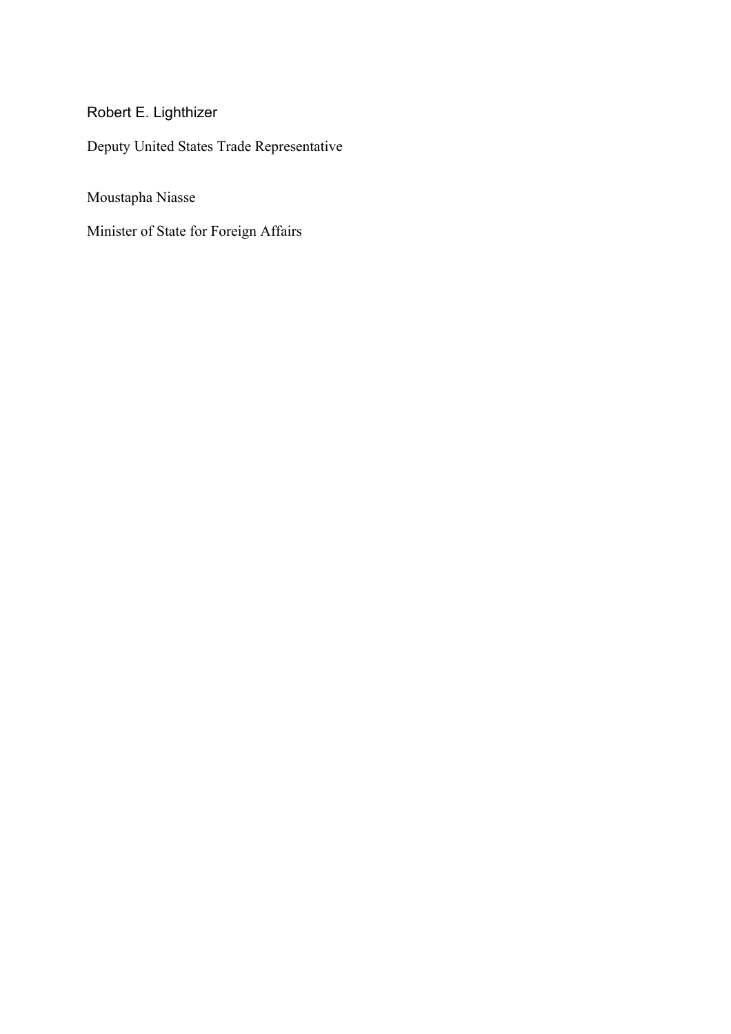Robert E. Lighthizer

Deputy United States Trade Representative

Moustapha Niasse

Minister of State for Foreign Affairs